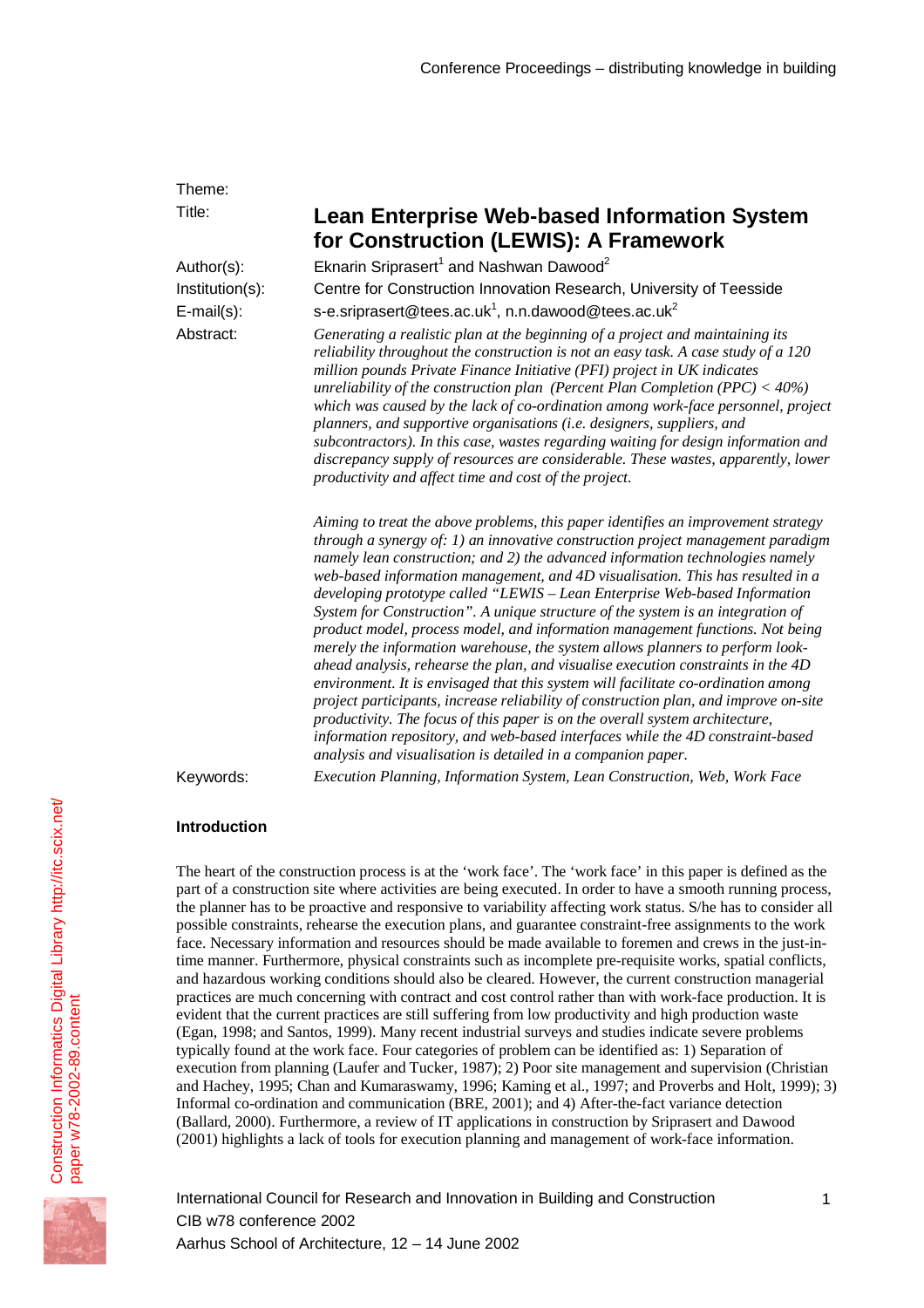Theme:

Title:

# Lean Enterprise Web-based Information System for Construction (LEWIS): A Framework

Author(s): Eknarin Sriprasert[1] and Nashwan Dawood[2]

Institution(s): Centre for Construction Innovation Research, University of Teesside

E-mail(s): s-e.sriprasert@tees.ac.uk[1], n.n.dawood@tees.ac.uk[2]

Abstract:

*Generating a realistic plan at the beginning of a project and maintaining its reliability throughout the construction is not an easy task. A case study of a 120 million pounds Private Finance Initiative (PFI) project in UK indicates unreliability of the construction plan (Percent Plan Completion (PPC) < 40%) which was caused by the lack of co-ordination among work-face personnel, project planners, and supportive organisations (i.e. designers, suppliers, and subcontractors). In this case, wastes regarding waiting for design information and discrepancy supply of resources are considerable. These wastes, apparently, lower productivity and affect time and cost of the project.*

*Aiming to treat the above problems, this paper identifies an improvement strategy through a synergy of: 1) an innovative construction project management paradigm namely lean construction; and 2) the advanced information technologies namely web-based information management, and 4D visualisation. This has resulted in a developing prototype called "LEWIS – Lean Enterprise Web-based Information System for Construction". A unique structure of the system is an integration of product model, process model, and information management functions. Not being merely the information warehouse, the system allows planners to perform look-ahead analysis, rehearse the plan, and visualise execution constraints in the 4D environment. It is envisaged that this system will facilitate co-ordination among project participants, increase reliability of construction plan, and improve on-site productivity. The focus of this paper is on the overall system architecture, information repository, and web-based interfaces while the 4D constraint-based analysis and visualisation is detailed in a companion paper.*

Keywords: *Execution Planning, Information System, Lean Construction, Web, Work Face*

## Introduction

The heart of the construction process is at the 'work face'. The 'work face' in this paper is defined as the part of a construction site where activities are being executed. In order to have a smooth running process, the planner has to be proactive and responsive to variability affecting work status. S/he has to consider all possible constraints, rehearse the execution plans, and guarantee constraint-free assignments to the work face. Necessary information and resources should be made available to foremen and crews in the just-in-time manner. Furthermore, physical constraints such as incomplete pre-requisite works, spatial conflicts, and hazardous working conditions should also be cleared. However, the current construction managerial practices are much concerning with contract and cost control rather than with work-face production. It is evident that the current practices are still suffering from low productivity and high production waste (Egan, 1998; and Santos, 1999). Many recent industrial surveys and studies indicate severe problems typically found at the work face. Four categories of problem can be identified as: 1) Separation of execution from planning (Laufer and Tucker, 1987); 2) Poor site management and supervision (Christian and Hachey, 1995; Chan and Kumaraswamy, 1996; Kaming et al., 1997; and Proverbs and Holt, 1999); 3) Informal co-ordination and communication (BRE, 2001); and 4) After-the-fact variance detection (Ballard, 2000). Furthermore, a review of IT applications in construction by Sriprasert and Dawood (2001) highlights a lack of tools for execution planning and management of work-face information.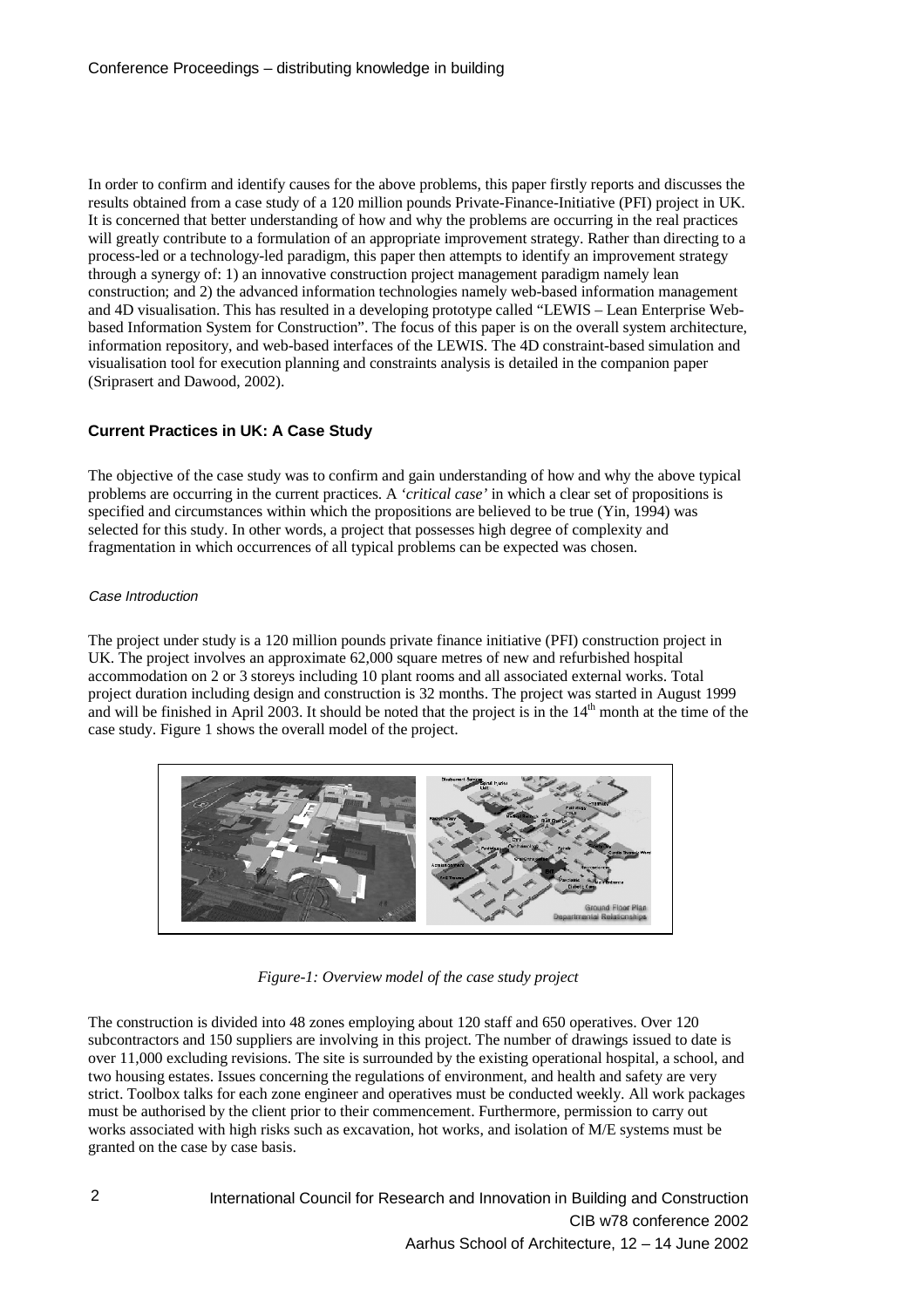In order to confirm and identify causes for the above problems, this paper firstly reports and discusses the results obtained from a case study of a 120 million pounds Private-Finance-Initiative (PFI) project in UK. It is concerned that better understanding of how and why the problems are occurring in the real practices will greatly contribute to a formulation of an appropriate improvement strategy. Rather than directing to a process-led or a technology-led paradigm, this paper then attempts to identify an improvement strategy through a synergy of: 1) an innovative construction project management paradigm namely lean construction; and 2) the advanced information technologies namely web-based information management and 4D visualisation. This has resulted in a developing prototype called "LEWIS – Lean Enterprise Web-based Information System for Construction". The focus of this paper is on the overall system architecture, information repository, and web-based interfaces of the LEWIS. The 4D constraint-based simulation and visualisation tool for execution planning and constraints analysis is detailed in the companion paper (Sriprasert and Dawood, 2002).

## Current Practices in UK: A Case Study

The objective of the case study was to confirm and gain understanding of how and why the above typical problems are occurring in the current practices. A *'critical case'* in which a clear set of propositions is specified and circumstances within which the propositions are believed to be true (Yin, 1994) was selected for this study. In other words, a project that possesses high degree of complexity and fragmentation in which occurrences of all typical problems can be expected was chosen.

### *Case Introduction*

The project under study is a 120 million pounds private finance initiative (PFI) construction project in UK. The project involves an approximate 62,000 square metres of new and refurbished hospital accommodation on 2 or 3 storeys including 10 plant rooms and all associated external works. Total project duration including design and construction is 32 months. The project was started in August 1999 and will be finished in April 2003. It should be noted that the project is in the 14th month at the time of the case study. Figure 1 shows the overall model of the project.

*Figure-1: Overview model of the case study project*

The construction is divided into 48 zones employing about 120 staff and 650 operatives. Over 120 subcontractors and 150 suppliers are involving in this project. The number of drawings issued to date is over 11,000 excluding revisions. The site is surrounded by the existing operational hospital, a school, and two housing estates. Issues concerning the regulations of environment, and health and safety are very strict. Toolbox talks for each zone engineer and operatives must be conducted weekly. All work packages must be authorised by the client prior to their commencement. Furthermore, permission to carry out works associated with high risks such as excavation, hot works, and isolation of M/E systems must be granted on the case by case basis.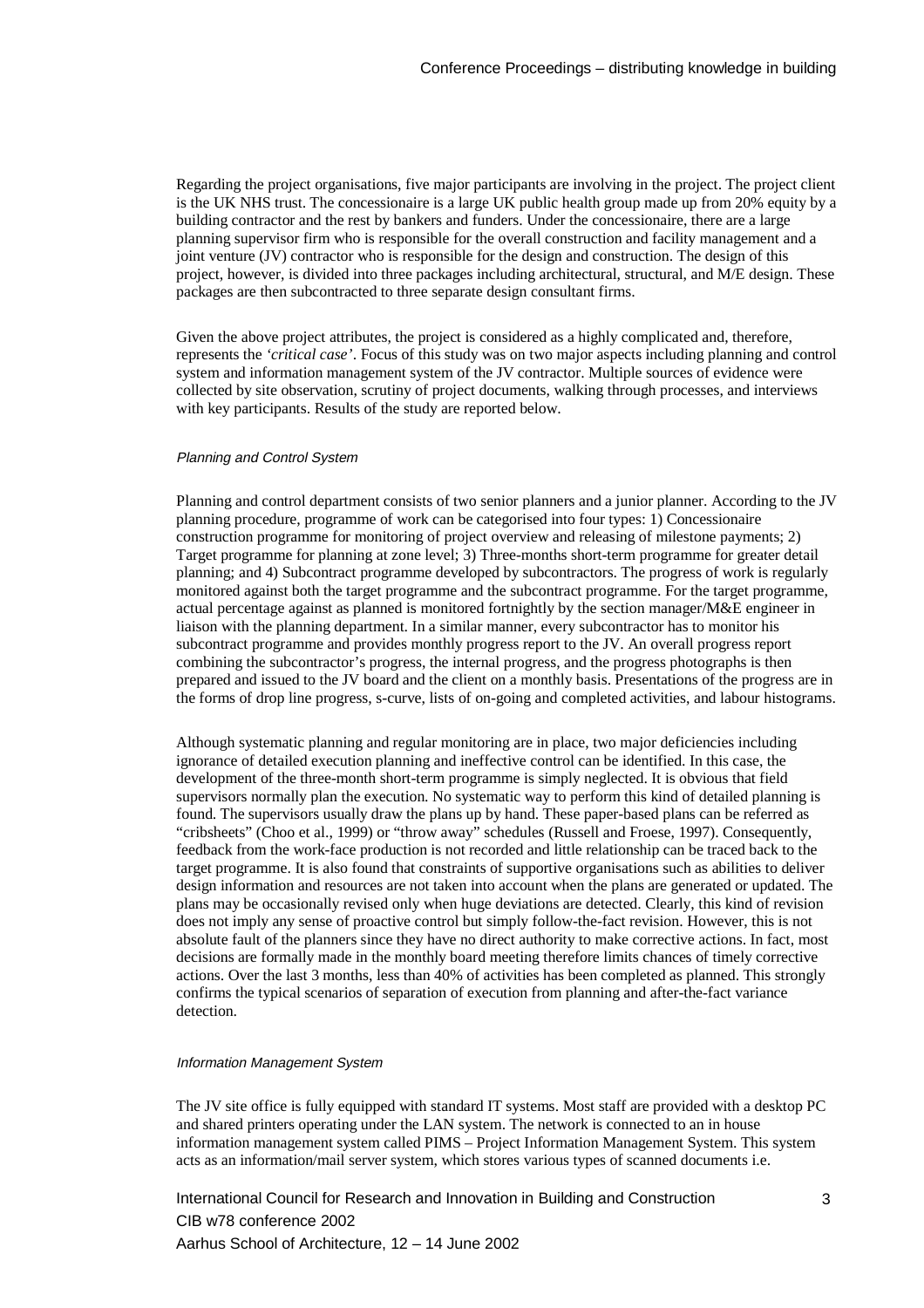Regarding the project organisations, five major participants are involving in the project. The project client is the UK NHS trust. The concessionaire is a large UK public health group made up from 20% equity by a building contractor and the rest by bankers and funders. Under the concessionaire, there are a large planning supervisor firm who is responsible for the overall construction and facility management and a joint venture (JV) contractor who is responsible for the design and construction. The design of this project, however, is divided into three packages including architectural, structural, and M/E design. These packages are then subcontracted to three separate design consultant firms.

Given the above project attributes, the project is considered as a highly complicated and, therefore, represents the *'critical case'*. Focus of this study was on two major aspects including planning and control system and information management system of the JV contractor. Multiple sources of evidence were collected by site observation, scrutiny of project documents, walking through processes, and interviews with key participants. Results of the study are reported below.

#### *Planning and Control System*

Planning and control department consists of two senior planners and a junior planner. According to the JV planning procedure, programme of work can be categorised into four types: 1) Concessionaire construction programme for monitoring of project overview and releasing of milestone payments; 2) Target programme for planning at zone level; 3) Three-months short-term programme for greater detail planning; and 4) Subcontract programme developed by subcontractors. The progress of work is regularly monitored against both the target programme and the subcontract programme. For the target programme, actual percentage against as planned is monitored fortnightly by the section manager/M&E engineer in liaison with the planning department. In a similar manner, every subcontractor has to monitor his subcontract programme and provides monthly progress report to the JV. An overall progress report combining the subcontractor's progress, the internal progress, and the progress photographs is then prepared and issued to the JV board and the client on a monthly basis. Presentations of the progress are in the forms of drop line progress, s-curve, lists of on-going and completed activities, and labour histograms.

Although systematic planning and regular monitoring are in place, two major deficiencies including ignorance of detailed execution planning and ineffective control can be identified. In this case, the development of the three-month short-term programme is simply neglected. It is obvious that field supervisors normally plan the execution. No systematic way to perform this kind of detailed planning is found. The supervisors usually draw the plans up by hand. These paper-based plans can be referred as "cribsheets" (Choo et al., 1999) or "throw away" schedules (Russell and Froese, 1997). Consequently, feedback from the work-face production is not recorded and little relationship can be traced back to the target programme. It is also found that constraints of supportive organisations such as abilities to deliver design information and resources are not taken into account when the plans are generated or updated. The plans may be occasionally revised only when huge deviations are detected. Clearly, this kind of revision does not imply any sense of proactive control but simply follow-the-fact revision. However, this is not absolute fault of the planners since they have no direct authority to make corrective actions. In fact, most decisions are formally made in the monthly board meeting therefore limits chances of timely corrective actions. Over the last 3 months, less than 40% of activities has been completed as planned. This strongly confirms the typical scenarios of separation of execution from planning and after-the-fact variance detection.

#### *Information Management System*

The JV site office is fully equipped with standard IT systems. Most staff are provided with a desktop PC and shared printers operating under the LAN system. The network is connected to an in house information management system called PIMS – Project Information Management System. This system acts as an information/mail server system, which stores various types of scanned documents i.e.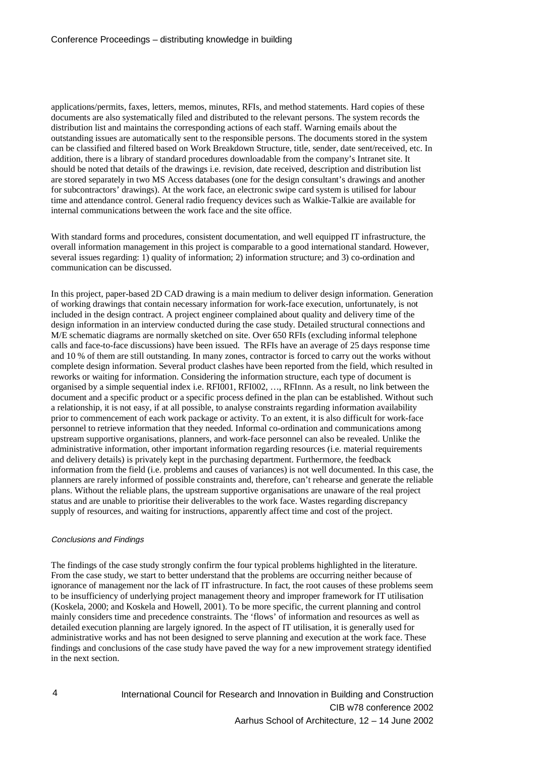applications/permits, faxes, letters, memos, minutes, RFIs, and method statements. Hard copies of these documents are also systematically filed and distributed to the relevant persons. The system records the distribution list and maintains the corresponding actions of each staff. Warning emails about the outstanding issues are automatically sent to the responsible persons. The documents stored in the system can be classified and filtered based on Work Breakdown Structure, title, sender, date sent/received, etc. In addition, there is a library of standard procedures downloadable from the company's Intranet site. It should be noted that details of the drawings i.e. revision, date received, description and distribution list are stored separately in two MS Access databases (one for the design consultant's drawings and another for subcontractors' drawings). At the work face, an electronic swipe card system is utilised for labour time and attendance control. General radio frequency devices such as Walkie-Talkie are available for internal communications between the work face and the site office.

With standard forms and procedures, consistent documentation, and well equipped IT infrastructure, the overall information management in this project is comparable to a good international standard. However, several issues regarding: 1) quality of information; 2) information structure; and 3) co-ordination and communication can be discussed.

In this project, paper-based 2D CAD drawing is a main medium to deliver design information. Generation of working drawings that contain necessary information for work-face execution, unfortunately, is not included in the design contract. A project engineer complained about quality and delivery time of the design information in an interview conducted during the case study. Detailed structural connections and M/E schematic diagrams are normally sketched on site. Over 650 RFIs (excluding informal telephone calls and face-to-face discussions) have been issued. The RFIs have an average of 25 days response time and 10 % of them are still outstanding. In many zones, contractor is forced to carry out the works without complete design information. Several product clashes have been reported from the field, which resulted in reworks or waiting for information. Considering the information structure, each type of document is organised by a simple sequential index i.e. RFI001, RFI002, …, RFInnn. As a result, no link between the document and a specific product or a specific process defined in the plan can be established. Without such a relationship, it is not easy, if at all possible, to analyse constraints regarding information availability prior to commencement of each work package or activity. To an extent, it is also difficult for work-face personnel to retrieve information that they needed. Informal co-ordination and communications among upstream supportive organisations, planners, and work-face personnel can also be revealed. Unlike the administrative information, other important information regarding resources (i.e. material requirements and delivery details) is privately kept in the purchasing department. Furthermore, the feedback information from the field (i.e. problems and causes of variances) is not well documented. In this case, the planners are rarely informed of possible constraints and, therefore, can't rehearse and generate the reliable plans. Without the reliable plans, the upstream supportive organisations are unaware of the real project status and are unable to prioritise their deliverables to the work face. Wastes regarding discrepancy supply of resources, and waiting for instructions, apparently affect time and cost of the project.

### *Conclusions and Findings*

The findings of the case study strongly confirm the four typical problems highlighted in the literature. From the case study, we start to better understand that the problems are occurring neither because of ignorance of management nor the lack of IT infrastructure. In fact, the root causes of these problems seem to be insufficiency of underlying project management theory and improper framework for IT utilisation (Koskela, 2000; and Koskela and Howell, 2001). To be more specific, the current planning and control mainly considers time and precedence constraints. The 'flows' of information and resources as well as detailed execution planning are largely ignored. In the aspect of IT utilisation, it is generally used for administrative works and has not been designed to serve planning and execution at the work face. These findings and conclusions of the case study have paved the way for a new improvement strategy identified in the next section.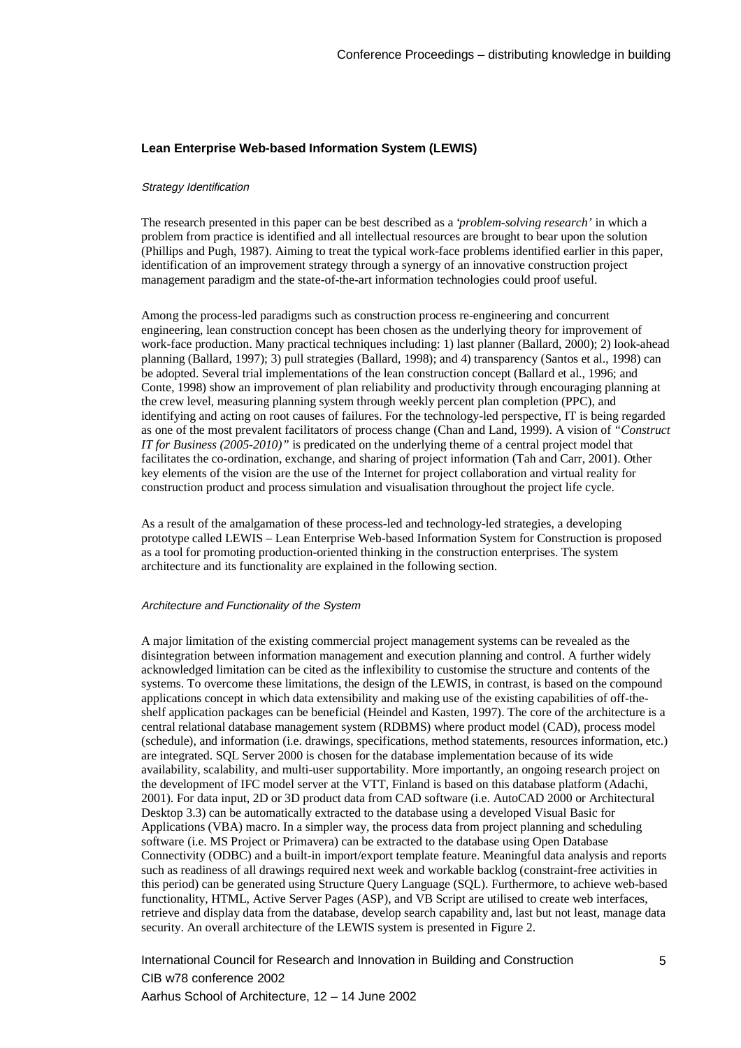### Lean Enterprise Web-based Information System (LEWIS)

*Strategy Identification*

The research presented in this paper can be best described as a *'problem-solving research'* in which a problem from practice is identified and all intellectual resources are brought to bear upon the solution (Phillips and Pugh, 1987). Aiming to treat the typical work-face problems identified earlier in this paper, identification of an improvement strategy through a synergy of an innovative construction project management paradigm and the state-of-the-art information technologies could proof useful.

Among the process-led paradigms such as construction process re-engineering and concurrent engineering, lean construction concept has been chosen as the underlying theory for improvement of work-face production. Many practical techniques including: 1) last planner (Ballard, 2000); 2) look-ahead planning (Ballard, 1997); 3) pull strategies (Ballard, 1998); and 4) transparency (Santos et al., 1998) can be adopted. Several trial implementations of the lean construction concept (Ballard et al., 1996; and Conte, 1998) show an improvement of plan reliability and productivity through encouraging planning at the crew level, measuring planning system through weekly percent plan completion (PPC), and identifying and acting on root causes of failures. For the technology-led perspective, IT is being regarded as one of the most prevalent facilitators of process change (Chan and Land, 1999). A vision of *"Construct IT for Business (2005-2010)"* is predicated on the underlying theme of a central project model that facilitates the co-ordination, exchange, and sharing of project information (Tah and Carr, 2001). Other key elements of the vision are the use of the Internet for project collaboration and virtual reality for construction product and process simulation and visualisation throughout the project life cycle.

As a result of the amalgamation of these process-led and technology-led strategies, a developing prototype called LEWIS – Lean Enterprise Web-based Information System for Construction is proposed as a tool for promoting production-oriented thinking in the construction enterprises. The system architecture and its functionality are explained in the following section.

*Architecture and Functionality of the System*

A major limitation of the existing commercial project management systems can be revealed as the disintegration between information management and execution planning and control. A further widely acknowledged limitation can be cited as the inflexibility to customise the structure and contents of the systems. To overcome these limitations, the design of the LEWIS, in contrast, is based on the compound applications concept in which data extensibility and making use of the existing capabilities of off-the-shelf application packages can be beneficial (Heindel and Kasten, 1997). The core of the architecture is a central relational database management system (RDBMS) where product model (CAD), process model (schedule), and information (i.e. drawings, specifications, method statements, resources information, etc.) are integrated. SQL Server 2000 is chosen for the database implementation because of its wide availability, scalability, and multi-user supportability. More importantly, an ongoing research project on the development of IFC model server at the VTT, Finland is based on this database platform (Adachi, 2001). For data input, 2D or 3D product data from CAD software (i.e. AutoCAD 2000 or Architectural Desktop 3.3) can be automatically extracted to the database using a developed Visual Basic for Applications (VBA) macro. In a simpler way, the process data from project planning and scheduling software (i.e. MS Project or Primavera) can be extracted to the database using Open Database Connectivity (ODBC) and a built-in import/export template feature. Meaningful data analysis and reports such as readiness of all drawings required next week and workable backlog (constraint-free activities in this period) can be generated using Structure Query Language (SQL). Furthermore, to achieve web-based functionality, HTML, Active Server Pages (ASP), and VB Script are utilised to create web interfaces, retrieve and display data from the database, develop search capability and, last but not least, manage data security. An overall architecture of the LEWIS system is presented in Figure 2.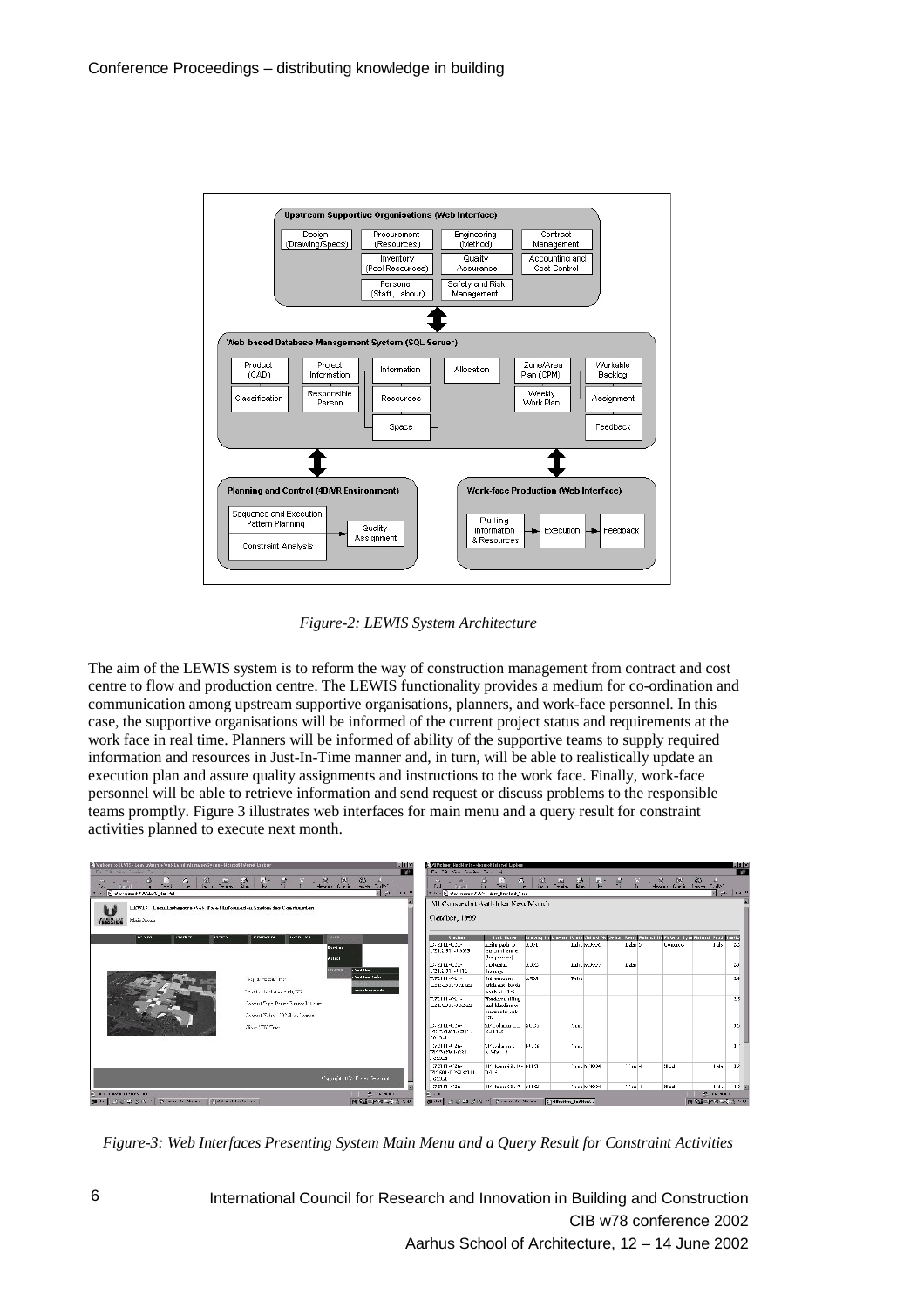*Figure-2: LEWIS System Architecture*

The aim of the LEWIS system is to reform the way of construction management from contract and cost centre to flow and production centre. The LEWIS functionality provides a medium for co-ordination and communication among upstream supportive organisations, planners, and work-face personnel. In this case, the supportive organisations will be informed of the current project status and requirements at the work face in real time. Planners will be informed of ability of the supportive teams to supply required information and resources in Just-In-Time manner and, in turn, will be able to realistically update an execution plan and assure quality assignments and instructions to the work face. Finally, work-face personnel will be able to retrieve information and send request or discuss problems to the responsible teams promptly. Figure 3 illustrates web interfaces for main menu and a query result for constraint activities planned to execute next month.

*Figure-3: Web Interfaces Presenting System Main Menu and a Query Result for Constraint Activities*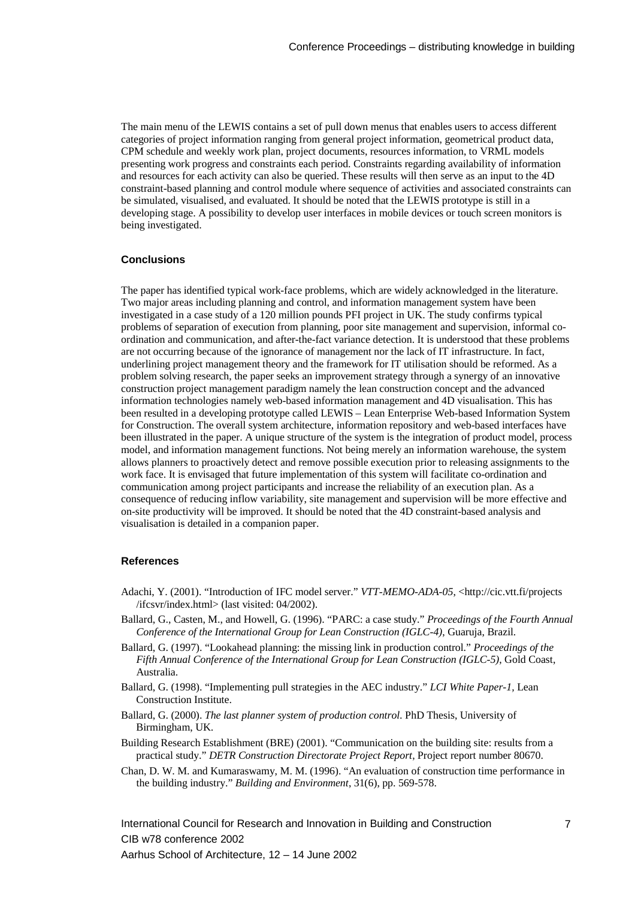The main menu of the LEWIS contains a set of pull down menus that enables users to access different categories of project information ranging from general project information, geometrical product data, CPM schedule and weekly work plan, project documents, resources information, to VRML models presenting work progress and constraints each period. Constraints regarding availability of information and resources for each activity can also be queried. These results will then serve as an input to the 4D constraint-based planning and control module where sequence of activities and associated constraints can be simulated, visualised, and evaluated. It should be noted that the LEWIS prototype is still in a developing stage. A possibility to develop user interfaces in mobile devices or touch screen monitors is being investigated.

## Conclusions

The paper has identified typical work-face problems, which are widely acknowledged in the literature. Two major areas including planning and control, and information management system have been investigated in a case study of a 120 million pounds PFI project in UK. The study confirms typical problems of separation of execution from planning, poor site management and supervision, informal co-ordination and communication, and after-the-fact variance detection. It is understood that these problems are not occurring because of the ignorance of management nor the lack of IT infrastructure. In fact, underlining project management theory and the framework for IT utilisation should be reformed. As a problem solving research, the paper seeks an improvement strategy through a synergy of an innovative construction project management paradigm namely the lean construction concept and the advanced information technologies namely web-based information management and 4D visualisation. This has been resulted in a developing prototype called LEWIS – Lean Enterprise Web-based Information System for Construction. The overall system architecture, information repository and web-based interfaces have been illustrated in the paper. A unique structure of the system is the integration of product model, process model, and information management functions. Not being merely an information warehouse, the system allows planners to proactively detect and remove possible execution prior to releasing assignments to the work face. It is envisaged that future implementation of this system will facilitate co-ordination and communication among project participants and increase the reliability of an execution plan. As a consequence of reducing inflow variability, site management and supervision will be more effective and on-site productivity will be improved. It should be noted that the 4D constraint-based analysis and visualisation is detailed in a companion paper.

## References

Adachi, Y. (2001). "Introduction of IFC model server." *VTT-MEMO-ADA-05*, <http://cic.vtt.fi/projects /ifcsvr/index.html> (last visited: 04/2002).

Ballard, G., Casten, M., and Howell, G. (1996). "PARC: a case study." *Proceedings of the Fourth Annual Conference of the International Group for Lean Construction (IGLC-4)*, Guaruja, Brazil.

Ballard, G. (1997). "Lookahead planning: the missing link in production control." *Proceedings of the Fifth Annual Conference of the International Group for Lean Construction (IGLC-5)*, Gold Coast, Australia.

Ballard, G. (1998). "Implementing pull strategies in the AEC industry." *LCI White Paper-1,* Lean Construction Institute.

Ballard, G. (2000). *The last planner system of production control*. PhD Thesis, University of Birmingham, UK.

Building Research Establishment (BRE) (2001). "Communication on the building site: results from a practical study." *DETR Construction Directorate Project Report*, Project report number 80670.

Chan, D. W. M. and Kumaraswamy, M. M. (1996). "An evaluation of construction time performance in the building industry." *Building and Environment*, 31(6), pp. 569-578.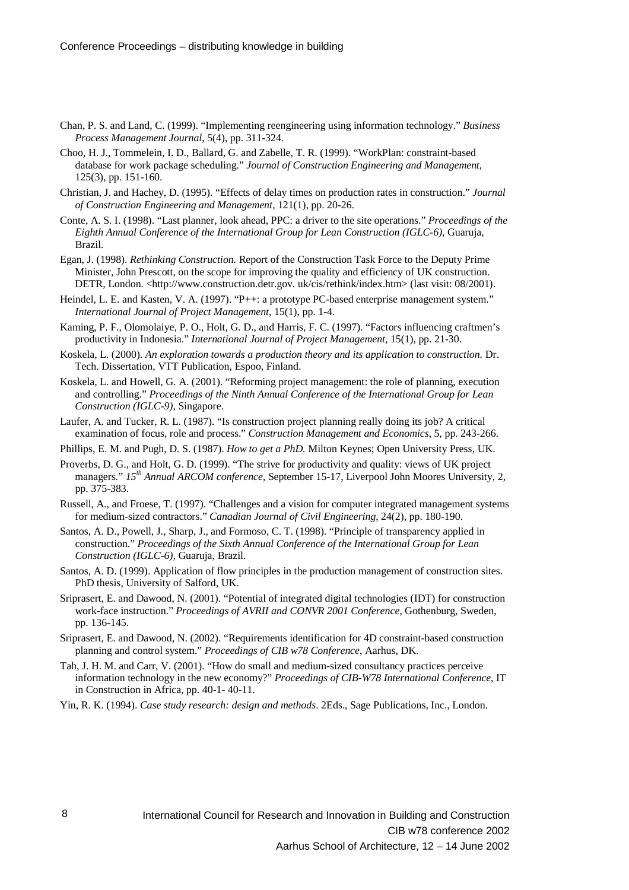Chan, P. S. and Land, C. (1999). "Implementing reengineering using information technology." *Business Process Management Journal*, 5(4), pp. 311-324.

Choo, H. J., Tommelein, I. D., Ballard, G. and Zabelle, T. R. (1999). "WorkPlan: constraint-based database for work package scheduling." *Journal of Construction Engineering and Management*, 125(3), pp. 151-160.

Christian, J. and Hachey, D. (1995). "Effects of delay times on production rates in construction." *Journal of Construction Engineering and Management*, 121(1), pp. 20-26.

Conte, A. S. I. (1998). "Last planner, look ahead, PPC: a driver to the site operations." *Proceedings of the Eighth Annual Conference of the International Group for Lean Construction (IGLC-6)*, Guaruja, Brazil.

Egan, J. (1998). *Rethinking Construction.* Report of the Construction Task Force to the Deputy Prime Minister, John Prescott, on the scope for improving the quality and efficiency of UK construction. DETR, London. <http://www.construction.detr.gov. uk/cis/rethink/index.htm> (last visit: 08/2001).

Heindel, L. E. and Kasten, V. A. (1997). "P++: a prototype PC-based enterprise management system." *International Journal of Project Management*, 15(1), pp. 1-4.

Kaming, P. F., Olomolaiye, P. O., Holt, G. D., and Harris, F. C. (1997). "Factors influencing craftmen's productivity in Indonesia." *International Journal of Project Management*, 15(1), pp. 21-30.

Koskela, L. (2000). *An exploration towards a production theory and its application to construction.* Dr. Tech. Dissertation, VTT Publication, Espoo, Finland.

Koskela, L. and Howell, G. A. (2001). "Reforming project management: the role of planning, execution and controlling." *Proceedings of the Ninth Annual Conference of the International Group for Lean Construction (IGLC-9)*, Singapore.

Laufer, A. and Tucker, R. L. (1987). "Is construction project planning really doing its job? A critical examination of focus, role and process." *Construction Management and Economics*, 5, pp. 243-266.

Phillips, E. M. and Pugh, D. S. (1987). *How to get a PhD.* Milton Keynes; Open University Press, UK.

Proverbs, D. G., and Holt, G. D. (1999). "The strive for productivity and quality: views of UK project managers." *15th Annual ARCOM conference*, September 15-17, Liverpool John Moores University, 2, pp. 375-383.

Russell, A., and Froese, T. (1997). "Challenges and a vision for computer integrated management systems for medium-sized contractors." *Canadian Journal of Civil Engineering*, 24(2), pp. 180-190.

Santos, A. D., Powell, J., Sharp, J., and Formoso, C. T. (1998). "Principle of transparency applied in construction." *Proceedings of the Sixth Annual Conference of the International Group for Lean Construction (IGLC-6)*, Guaruja, Brazil.

Santos, A. D. (1999). Application of flow principles in the production management of construction sites. PhD thesis, University of Salford, UK.

Sriprasert, E. and Dawood, N. (2001). "Potential of integrated digital technologies (IDT) for construction work-face instruction." *Proceedings of AVRII and CONVR 2001 Conference*, Gothenburg, Sweden, pp. 136-145.

Sriprasert, E. and Dawood, N. (2002). "Requirements identification for 4D constraint-based construction planning and control system." *Proceedings of CIB w78 Conference*, Aarhus, DK.

Tah, J. H. M. and Carr, V. (2001). "How do small and medium-sized consultancy practices perceive information technology in the new economy?" *Proceedings of CIB-W78 International Conference*, IT in Construction in Africa, pp. 40-1- 40-11.

Yin, R. K. (1994). *Case study research: design and methods*. 2Eds., Sage Publications, Inc., London.